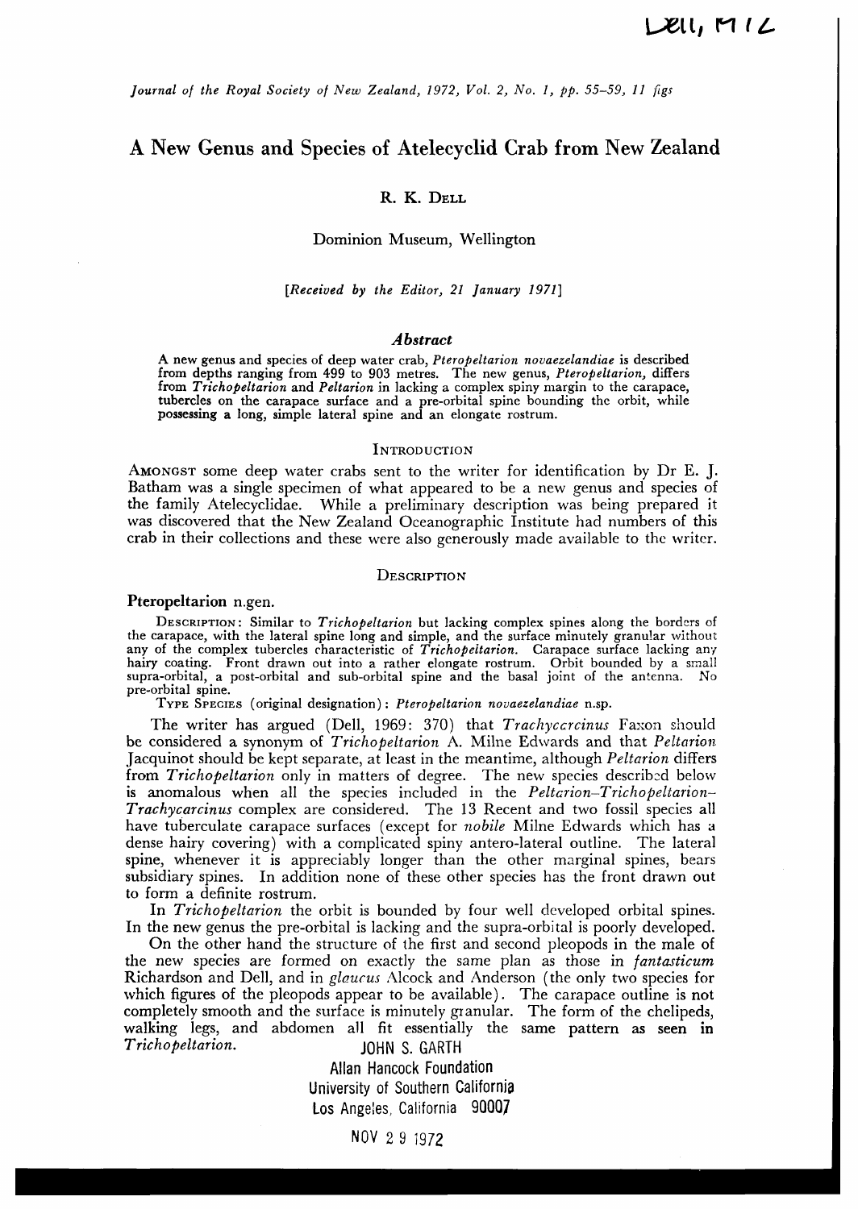Dell, M I L

*Journal of the Royal Society of New Zealand, 1972, Vol. 2, No. 1, pp. 55–59, 11 figs*

# A New Genus and Species of Atelecyclid Crab from New Zealand

R. K. Dell

Dominion Museum, Wellington

*[Received by the Editor, 21 January 1971]*

## *Abstract*

A new genus and species of deep water crab, *Pteropeltarion novaezelandiae* is described from depths ranging from 499 to 903 metres. The new genus, *Pteropeltarion,* differs from *Trichopeltarion* and *Peltarion* in lacking a complex spiny margin to the carapace, tubercles on the carapace surface and a pre-orbital spine bounding the orbit, while possessing a long, simple lateral spine and an elongate rostrum.

## Introduction

Amongst some deep water crabs sent to the writer for identification by Dr E. J. Batham was a single specimen of what appeared to be a new genus and species of the family Atelecyclidae. While a preliminary description was being prepared it was discovered that the New Zealand Oceanographic Institute had numbers of this crab in their collections and these were also generously made available to the writer.

## Description

### Pteropeltarion n.gen.

Description: Similar to *Trichopeltarion* but lacking complex spines along the borders of the carapace, with the lateral spine long and simple, and the surface minutely granular without any of the complex tubercles characteristic of *Trichopeltarion.* Carapace surface lacking any hairy coating. Front drawn out into a rather elongate rostrum. Orbit bounded by a small supra-orbital, a post-orbital and sub-orbital spine and the basal joint of the antenna. No pre-orbital spine.

Type Species (original designation): *Pteropeltarion novaezelandiae* n.sp.

The writer has argued (Dell, 1969: 370) that *Trachycarcinus* Faxon should be considered a synonym of *Trichopeltarion* A. Milne Edwards and that *Peltarion* Jacquinot should be kept separate, at least in the meantime, although *Peltarion* differs from *Trichopeltarion* only in matters of degree. The new species described below is anomalous when all the species included in the *Peltarion–Trichopeltarion–Trachycarcinus* complex are considered. The 13 Recent and two fossil species all have tuberculate carapace surfaces (except for *nobile* Milne Edwards which has a dense hairy covering) with a complicated spiny antero-lateral outline. The lateral spine, whenever it is appreciably longer than the other marginal spines, bears subsidiary spines. In addition none of these other species has the front drawn out to form a definite rostrum.

In *Trichopeltarion* the orbit is bounded by four well developed orbital spines. In the new genus the pre-orbital is lacking and the supra-orbital is poorly developed.

On the other hand the structure of the first and second pleopods in the male of the new species are formed on exactly the same plan as those in *fantasticum* Richardson and Dell, and in *glaucus* Alcock and Anderson (the only two species for which figures of the pleopods appear to be available). The carapace outline is not completely smooth and the surface is minutely granular. The form of the chelipeds, walking legs, and abdomen all fit essentially the same pattern as seen in *Trichopeltarion.*

JOHN S. GARTH
Allan Hancock Foundation
University of Southern California
Los Angeles, California 90007

NOV 29 1972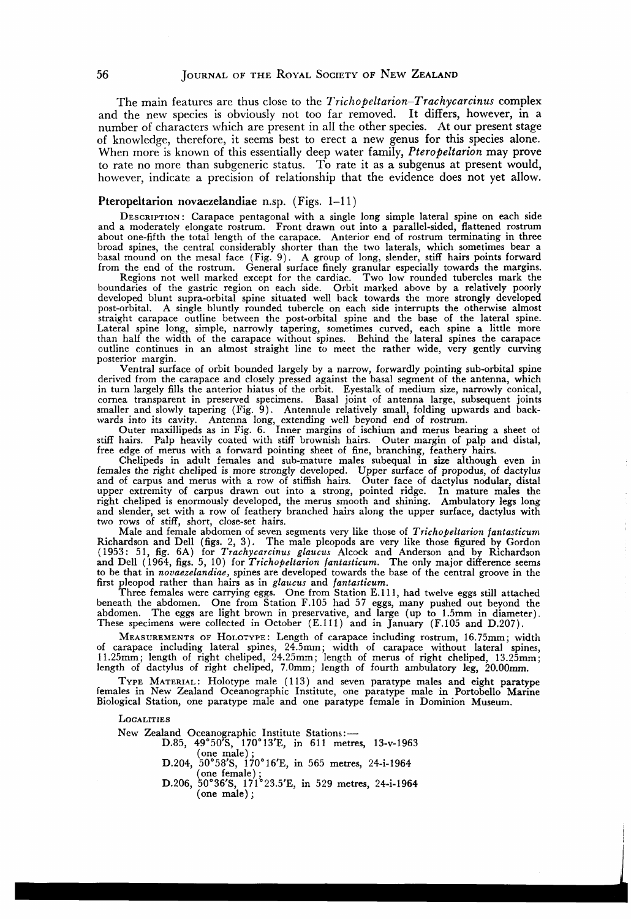The main features are thus close to the *Trichopeltarion–Trachycarcinus* complex and the new species is obviously not too far removed. It differs, however, in a number of characters which are present in all the other species. At our present stage of knowledge, therefore, it seems best to erect a new genus for this species alone. When more is known of this essentially deep water family, *Pteropeltarion* may prove to rate no more than subgeneric status. To rate it as a subgenus at present would, however, indicate a precision of relationship that the evidence does not yet allow.

## Pteropeltarion novaezelandiae n.sp. (Figs. 1–11)

DESCRIPTION: Carapace pentagonal with a single long simple lateral spine on each side and a moderately elongate rostrum. Front drawn out into a parallel-sided, flattened rostrum about one-fifth the total length of the carapace. Anterior end of rostrum terminating in three broad spines, the central considerably shorter than the two laterals, which sometimes bear a basal mound on the mesal face (Fig. 9). A group of long, slender, stiff hairs points forward from the end of the rostrum. General surface finely granular especially towards the margins.

Regions not well marked except for the cardiac. Two low rounded tubercles mark the boundaries of the gastric region on each side. Orbit marked above by a relatively poorly developed blunt supra-orbital spine situated well back towards the more strongly developed post-orbital. A single bluntly rounded tubercle on each side interrupts the otherwise almost straight carapace outline between the post-orbital spine and the base of the lateral spine. Lateral spine long, simple, narrowly tapering, sometimes curved, each spine a little more than half the width of the carapace without spines. Behind the lateral spines the carapace outline continues in an almost straight line to meet the rather wide, very gently curving posterior margin.

Ventral surface of orbit bounded largely by a narrow, forwardly pointing sub-orbital spine derived from the carapace and closely pressed against the basal segment of the antenna, which in turn largely fills the anterior hiatus of the orbit. Eyestalk of medium size, narrowly conical, cornea transparent in preserved specimens. Basal joint of antenna large, subsequent joints smaller and slowly tapering (Fig. 9). Antennule relatively small, folding upwards and backwards into its cavity. Antenna long, extending well beyond end of rostrum.

Outer maxillipeds as in Fig. 6. Inner margins of ischium and merus bearing a sheet of stiff hairs. Palp heavily coated with stiff brownish hairs. Outer margin of palp and distal, free edge of merus with a forward pointing sheet of fine, branching, feathery hairs.

Chelipeds in adult females and sub-mature males subequal in size although even in females the right cheliped is more strongly developed. Upper surface of propodus, of dactylus and of carpus and merus with a row of stiffish hairs. Outer face of dactylus nodular, distal upper extremity of carpus drawn out into a strong, pointed ridge. In mature males the right cheliped is enormously developed, the merus smooth and shining. Ambulatory legs long and slender, set with a row of feathery branched hairs along the upper surface, dactylus with two rows of stiff, short, close-set hairs.

Male and female abdomen of seven segments very like those of *Trichopeltarion fantasticum* Richardson and Dell (figs. 2, 3). The male pleopods are very like those figured by Gordon (1953: 51, fig. 6A) for *Trachycarcinus glaucus* Alcock and Anderson and by Richardson and Dell (1964, figs. 5, 10) for *Trichopeltarion fantasticum*. The only major difference seems to be that in *novaezelandiae*, spines are developed towards the base of the central groove in the first pleopod rather than hairs as in *glaucus* and *fantasticum*.

Three females were carrying eggs. One from Station E.111, had twelve eggs still attached beneath the abdomen. One from Station F.105 had 57 eggs, many pushed out beyond the abdomen. The eggs are light brown in preservative, and large (up to 1.5mm in diameter). These specimens were collected in October (E.111) and in January (F.105 and D.207).

MEASUREMENTS OF HOLOTYPE: Length of carapace including rostrum, 16.75mm; width of carapace including lateral spines, 24.5mm; width of carapace without lateral spines, 11.25mm; length of right cheliped, 24.25mm; length of merus of right cheliped, 13.25mm; length of dactylus of right cheliped, 7.0mm; length of fourth ambulatory leg, 20.00mm.

TYPE MATERIAL: Holotype male (113) and seven paratype males and eight paratype females in New Zealand Oceanographic Institute, one paratype male in Portobello Marine Biological Station, one paratype male and one paratype female in Dominion Museum.

LOCALITIES

New Zealand Oceanographic Institute Stations:—

D.85, 49°50′S, 170°13′E, in 611 metres, 13-v-1963 (one male);
D.204, 50°58′S, 170°16′E, in 565 metres, 24-i-1964 (one female);
D.206, 50°36′S, 171°23.5′E, in 529 metres, 24-i-1964 (one male);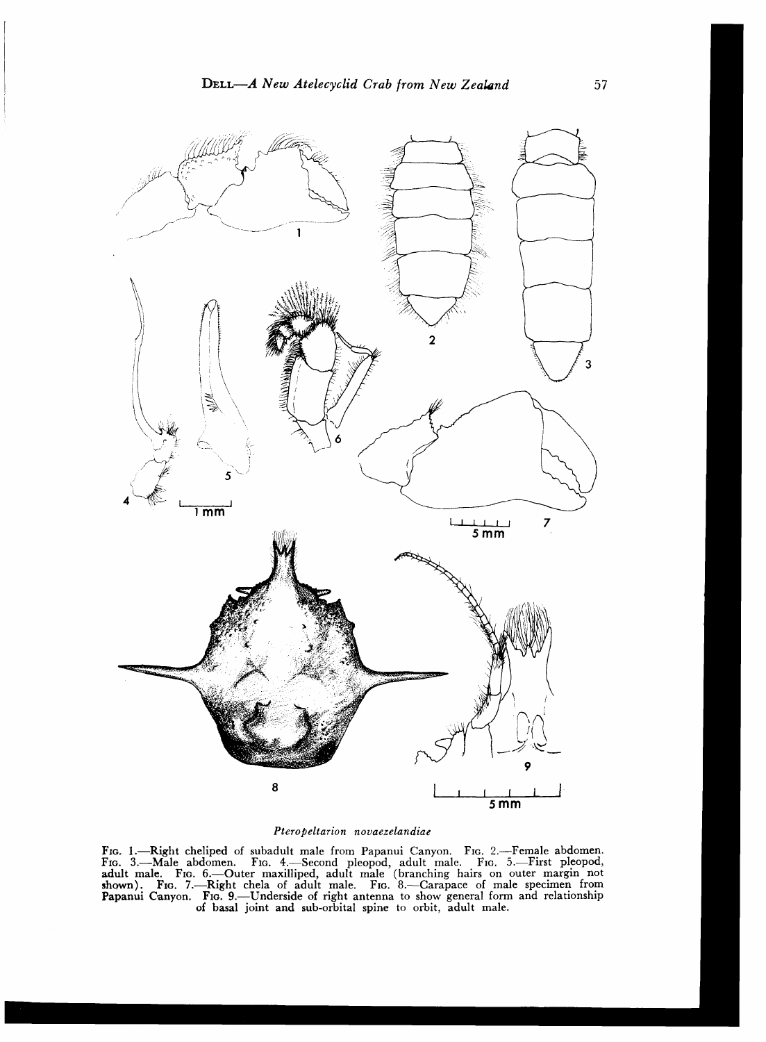*Pteropeltarion novaezelandiae*

Fig. 1.—Right cheliped of subadult male from Papanui Canyon. Fig. 2.—Female abdomen. Fig. 3.—Male abdomen. Fig. 4.—Second pleopod, adult male. Fig. 5.—First pleopod, adult male. Fig. 6.—Outer maxilliped, adult male (branching hairs on outer margin not shown). Fig. 7.—Right chela of adult male. Fig. 8.—Carapace of male specimen from Papanui Canyon. Fig. 9.—Underside of right antenna to show general form and relationship of basal joint and sub-orbital spine to orbit, adult male.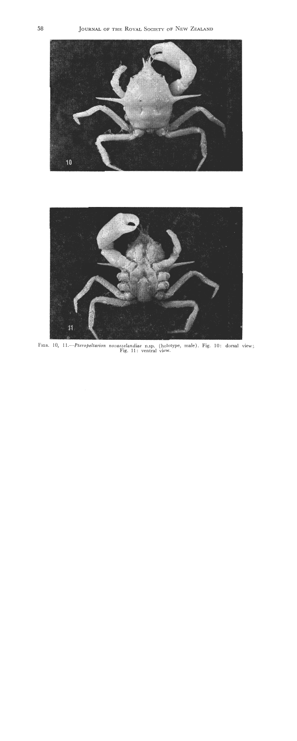FIGS. 10, 11.—*Pteropeltarion novaezelandiae* n.sp. (holotype, male). Fig. 10: dorsal view; Fig. 11: ventral view.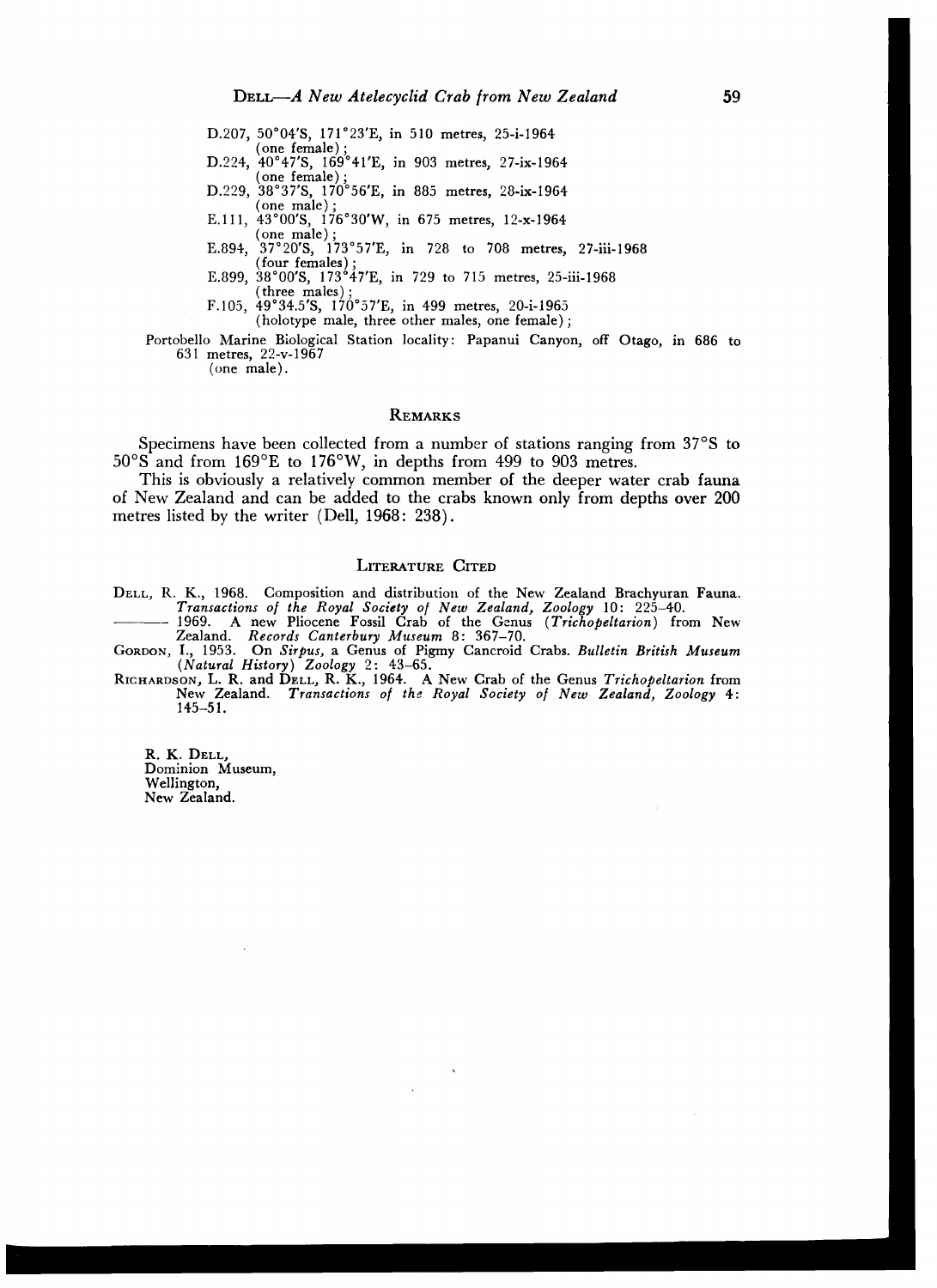D.207, 50°04'S, 171°23'E, in 510 metres, 25-i-1964
(one female);
D.224, 40°47'S, 169°41'E, in 903 metres, 27-ix-1964
(one female);
D.229, 38°37'S, 170°56'E, in 885 metres, 28-ix-1964
(one male);
E.111, 43°00'S, 176°30'W, in 675 metres, 12-x-1964
(one male);
E.894, 37°20'S, 173°57'E, in 728 to 708 metres, 27-iii-1968
(four females);
E.899, 38°00'S, 173°47'E, in 729 to 715 metres, 25-iii-1968
(three males);
F.105, 49°34.5'S, 170°57'E, in 499 metres, 20-i-1965
(holotype male, three other males, one female);

Portobello Marine Biological Station locality: Papanui Canyon, off Otago, in 686 to 631 metres, 22-v-1967
(one male).

## Remarks

Specimens have been collected from a number of stations ranging from 37°S to 50°S and from 169°E to 176°W, in depths from 499 to 903 metres.

This is obviously a relatively common member of the deeper water crab fauna of New Zealand and can be added to the crabs known only from depths over 200 metres listed by the writer (Dell, 1968: 238).

## Literature Cited

Dell, R. K., 1968. Composition and distribution of the New Zealand Brachyuran Fauna. *Transactions of the Royal Society of New Zealand, Zoology* 10: 225–40.

——— 1969. A new Pliocene Fossil Crab of the Genus (*Trichopeltarion*) from New Zealand. *Records Canterbury Museum* 8: 367–70.

Gordon, I., 1953. On *Sirpus*, a Genus of Pigmy Cancroid Crabs. *Bulletin British Museum (Natural History) Zoology* 2: 43–65.

Richardson, L. R. and Dell, R. K., 1964. A New Crab of the Genus *Trichopeltarion* from New Zealand. *Transactions of the Royal Society of New Zealand, Zoology* 4: 145–51.

R. K. Dell,
Dominion Museum,
Wellington,
New Zealand.